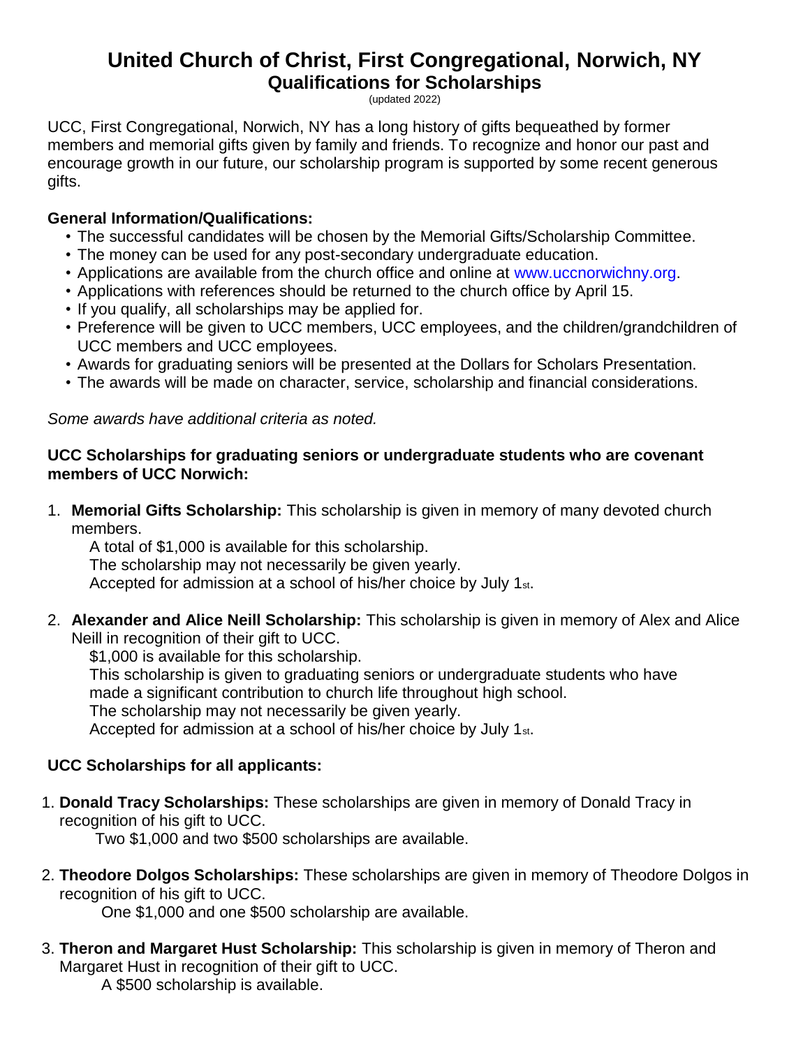# United Church of Christ, First Congregational, Norwich, NY
## Qualifications for Scholarships

(updated 2022)

UCC, First Congregational, Norwich, NY has a long history of gifts bequeathed by former members and memorial gifts given by family and friends. To recognize and honor our past and encourage growth in our future, our scholarship program is supported by some recent generous gifts.

**General Information/Qualifications:**

- The successful candidates will be chosen by the Memorial Gifts/Scholarship Committee.
- The money can be used for any post-secondary undergraduate education.
- Applications are available from the church office and online at www.uccnorwichny.org.
- Applications with references should be returned to the church office by April 15.
- If you qualify, all scholarships may be applied for.
- Preference will be given to UCC members, UCC employees, and the children/grandchildren of UCC members and UCC employees.
- Awards for graduating seniors will be presented at the Dollars for Scholars Presentation.
- The awards will be made on character, service, scholarship and financial considerations.

*Some awards have additional criteria as noted.*

**UCC Scholarships for graduating seniors or undergraduate students who are covenant members of UCC Norwich:**

1. **Memorial Gifts Scholarship:** This scholarship is given in memory of many devoted church members.
   A total of $1,000 is available for this scholarship.
   The scholarship may not necessarily be given yearly.
   Accepted for admission at a school of his/her choice by July 1st.

2. **Alexander and Alice Neill Scholarship:** This scholarship is given in memory of Alex and Alice Neill in recognition of their gift to UCC.
   $1,000 is available for this scholarship.
   This scholarship is given to graduating seniors or undergraduate students who have made a significant contribution to church life throughout high school.
   The scholarship may not necessarily be given yearly.
   Accepted for admission at a school of his/her choice by July 1st.

**UCC Scholarships for all applicants:**

1. **Donald Tracy Scholarships:** These scholarships are given in memory of Donald Tracy in recognition of his gift to UCC.
   Two $1,000 and two $500 scholarships are available.

2. **Theodore Dolgos Scholarships:** These scholarships are given in memory of Theodore Dolgos in recognition of his gift to UCC.
   One $1,000 and one $500 scholarship are available.

3. **Theron and Margaret Hust Scholarship:** This scholarship is given in memory of Theron and Margaret Hust in recognition of their gift to UCC.
   A $500 scholarship is available.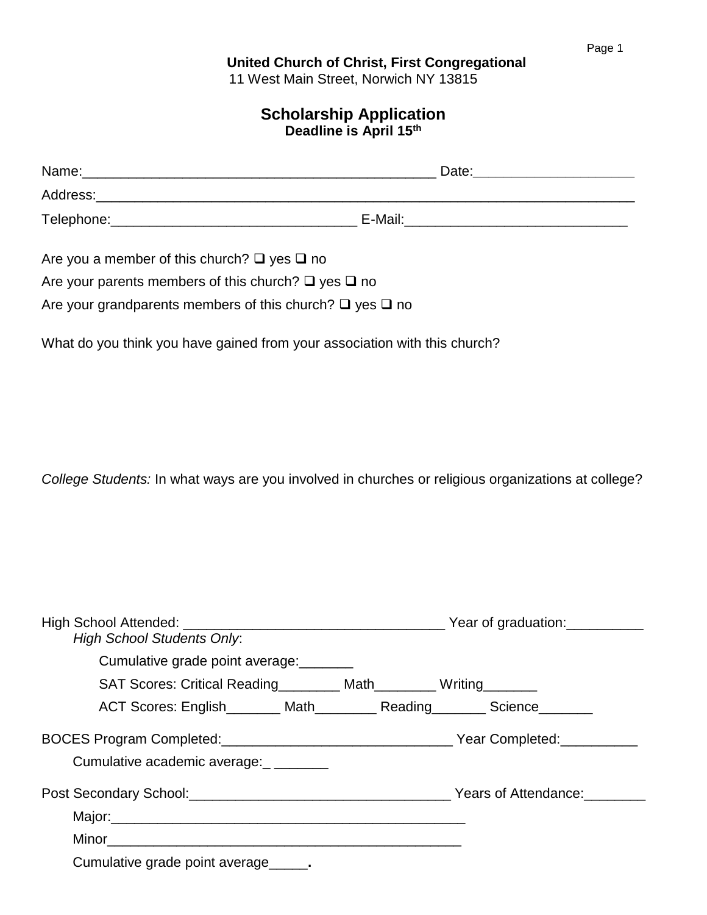**United Church of Christ, First Congregational**
11 West Main Street, Norwich NY 13815

## Scholarship Application

**Deadline is April 15th**

Name:_______________________________________________ Date:____________________

Address:_________________________________________________________________________

Telephone:________________________________ E-Mail:_____________________________

Are you a member of this church? ❑ yes ❑ no

Are your parents members of this church? ❑ yes ❑ no

Are your grandparents members of this church? ❑ yes ❑ no

What do you think you have gained from your association with this church?

*College Students:* In what ways are you involved in churches or religious organizations at college?

High School Attended: __________________________________ Year of graduation:__________

*High School Students Only*:

Cumulative grade point average:_______

SAT Scores: Critical Reading________ Math________ Writing_______

ACT Scores: English_______ Math________ Reading_______ Science_______

BOCES Program Completed:______________________________ Year Completed:__________

Cumulative academic average:_ _______

Post Secondary School:__________________________________ Years of Attendance:________

Major:______________________________________________

Minor_______________________________________________

Cumulative grade point average_____.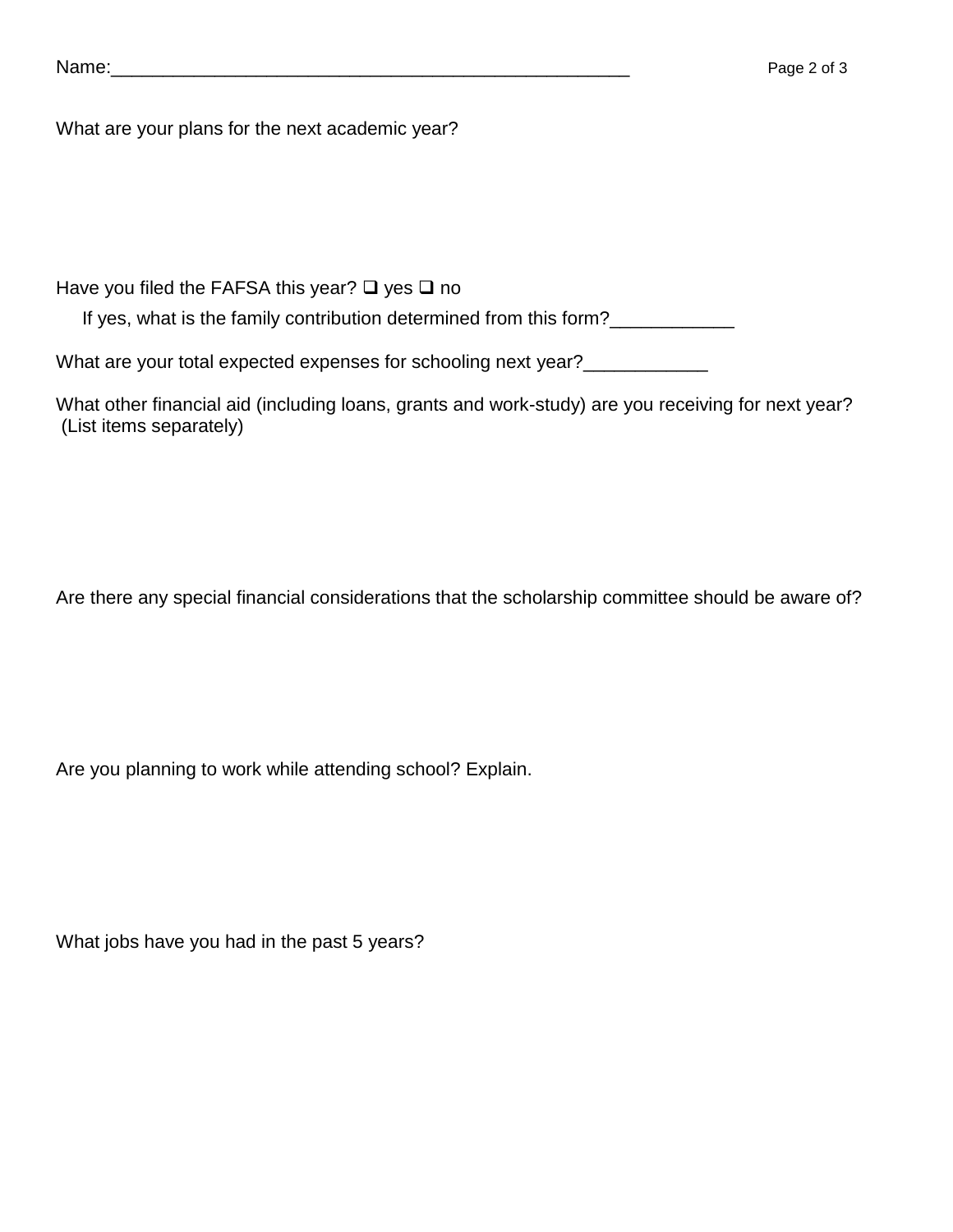Name:___________________________________________________

What are your plans for the next academic year?

Have you filed the FAFSA this year? ❑ yes ❑ no

If yes, what is the family contribution determined from this form?____________

What are your total expected expenses for schooling next year?____________

What other financial aid (including loans, grants and work-study) are you receiving for next year? (List items separately)

Are there any special financial considerations that the scholarship committee should be aware of?

Are you planning to work while attending school? Explain.

What jobs have you had in the past 5 years?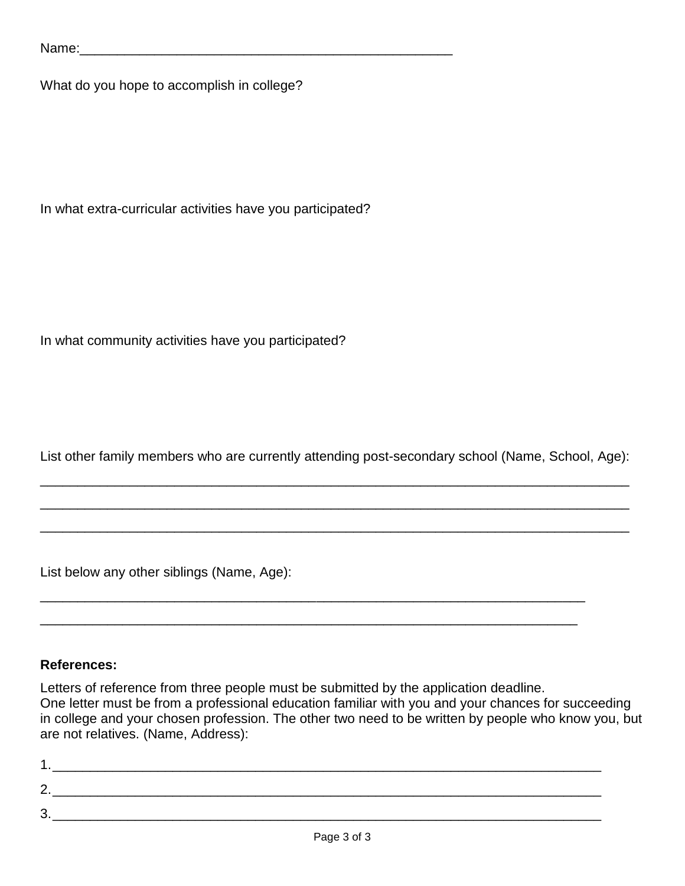Name:__________________________________________________

What do you hope to accomplish in college?

In what extra-curricular activities have you participated?

In what community activities have you participated?

List other family members who are currently attending post-secondary school (Name, School, Age):

_______________________________________________________________________________

_______________________________________________________________________________

_______________________________________________________________________________

List below any other siblings (Name, Age):

_________________________________________________________________________

_________________________________________________________________________

**References:**

Letters of reference from three people must be submitted by the application deadline.
One letter must be from a professional education familiar with you and your chances for succeeding in college and your chosen profession. The other two need to be written by people who know you, but are not relatives. (Name, Address):

1.___________________________________________________________________________

2.___________________________________________________________________________

3.___________________________________________________________________________